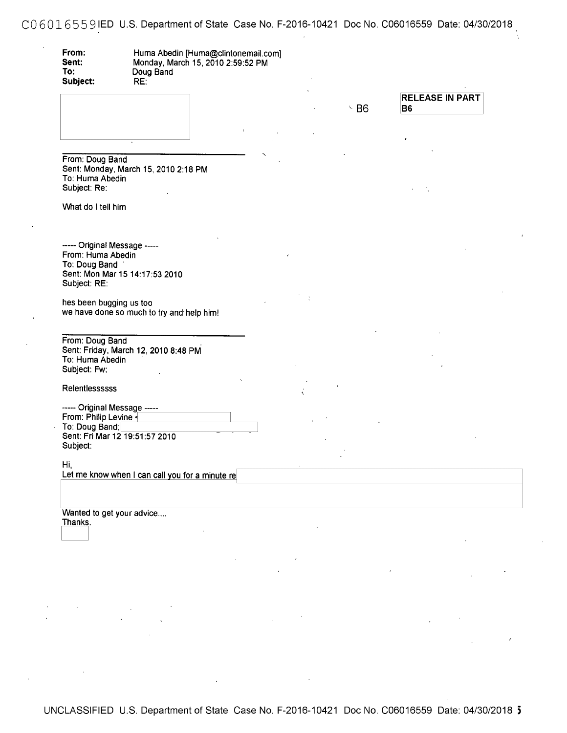**From:** Huma Abedin [Huma@clintonemail.com]
**Sent:** Monday, March 15, 2010 2:59:52 PM
**To:** Doug Band
**Subject:** RE:

B6

RELEASE IN PART B6

---

From: Doug Band
Sent: Monday, March 15, 2010 2:18 PM
To: Huma Abedin
Subject: Re:

What do I tell him

----- Original Message -----
From: Huma Abedin
To: Doug Band
Sent: Mon Mar 15 14:17:53 2010
Subject: RE:

hes been bugging us too
we have done so much to try and help him!

---

From: Doug Band
Sent: Friday, March 12, 2010 8:48 PM
To: Huma Abedin
Subject: Fw:

Relentlessssss

----- Original Message -----
From: Philip Levine <
To: Doug Band;
Sent: Fri Mar 12 19:51:57 2010
Subject:

Hi,
Let me know when I can call you for a minute re

Wanted to get your advice....
Thanks.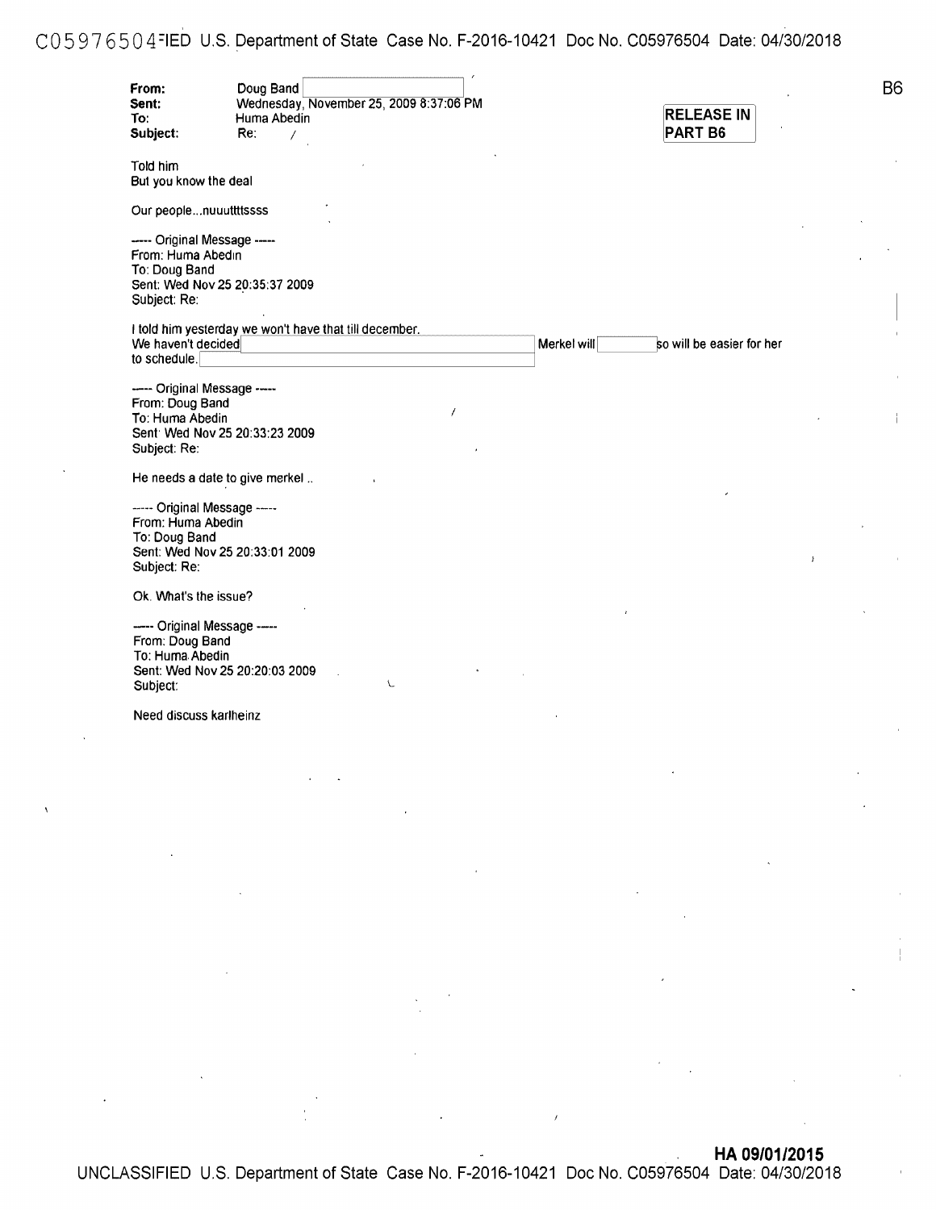RELEASE IN PART B6

B6

**From:** Doug Band  
**Sent:** Wednesday, November 25, 2009 8:37:06 PM  
**To:** Huma Abedin  
**Subject:** Re:

Told him  
But you know the deal

Our people...nuuuttttssss

----- Original Message -----  
From: Huma Abedin  
To: Doug Band  
Sent: Wed Nov 25 20:35:37 2009  
Subject: Re:

I told him yesterday we won't have that till december.  
We haven't decided [redacted] Merkel will [redacted] so will be easier for her to schedule. [redacted]

----- Original Message -----  
From: Doug Band  
To: Huma Abedin  
Sent: Wed Nov 25 20:33:23 2009  
Subject: Re:

He needs a date to give merkel ..

----- Original Message -----  
From: Huma Abedin  
To: Doug Band  
Sent: Wed Nov 25 20:33:01 2009  
Subject: Re:

Ok. What's the issue?

----- Original Message -----  
From: Doug Band  
To: Huma Abedin  
Sent: Wed Nov 25 20:20:03 2009  
Subject:

Need discuss karlheinz

HA 09/01/2015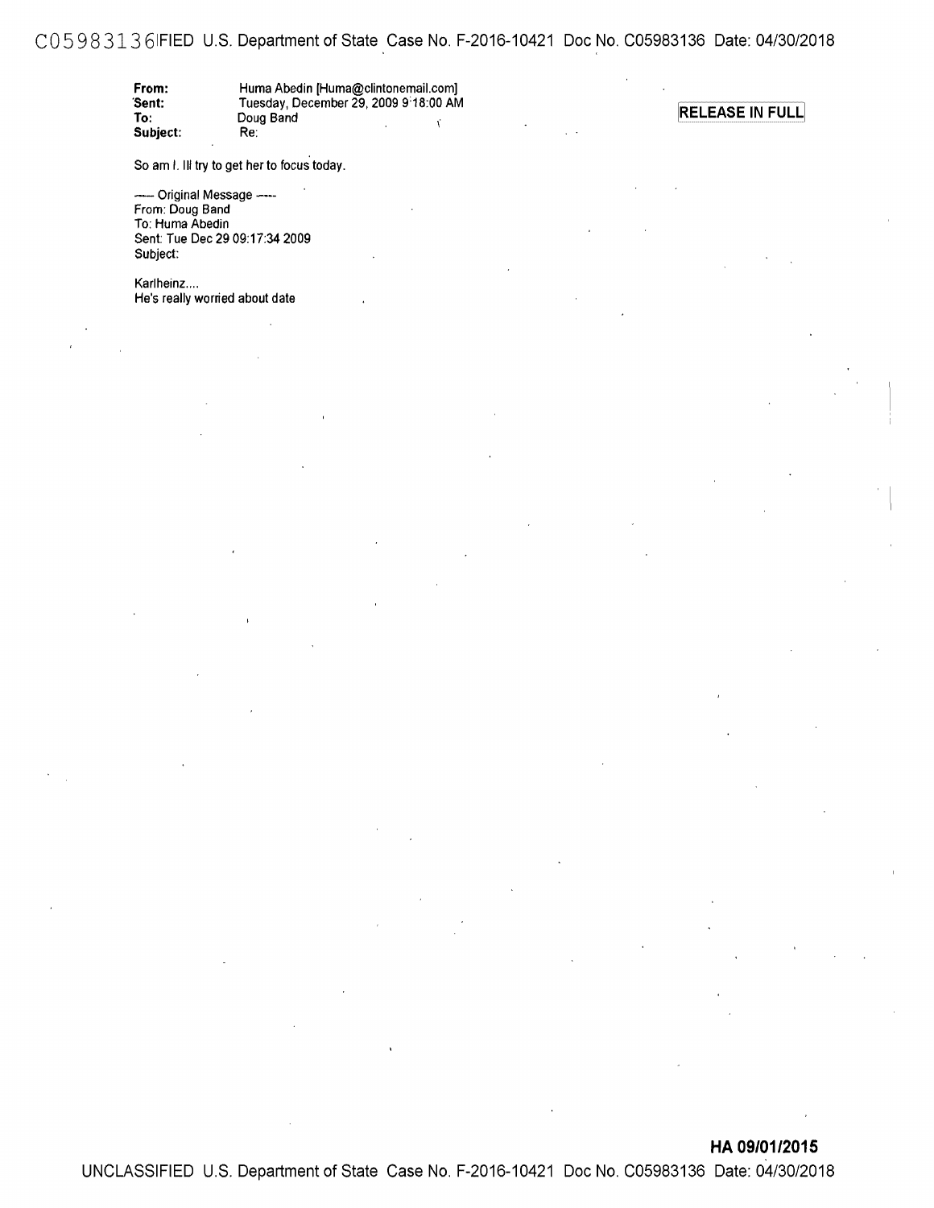**From:** Huma Abedin [Huma@clintonemail.com]
**Sent:** Tuesday, December 29, 2009 9:18:00 AM
**To:** Doug Band
**Subject:** Re:

**RELEASE IN FULL**

So am I. Ill try to get her to focus today.

----- Original Message -----
From: Doug Band
To: Huma Abedin
Sent: Tue Dec 29 09:17:34 2009
Subject:

Karlheinz....
He's really worried about date

**HA 09/01/2015**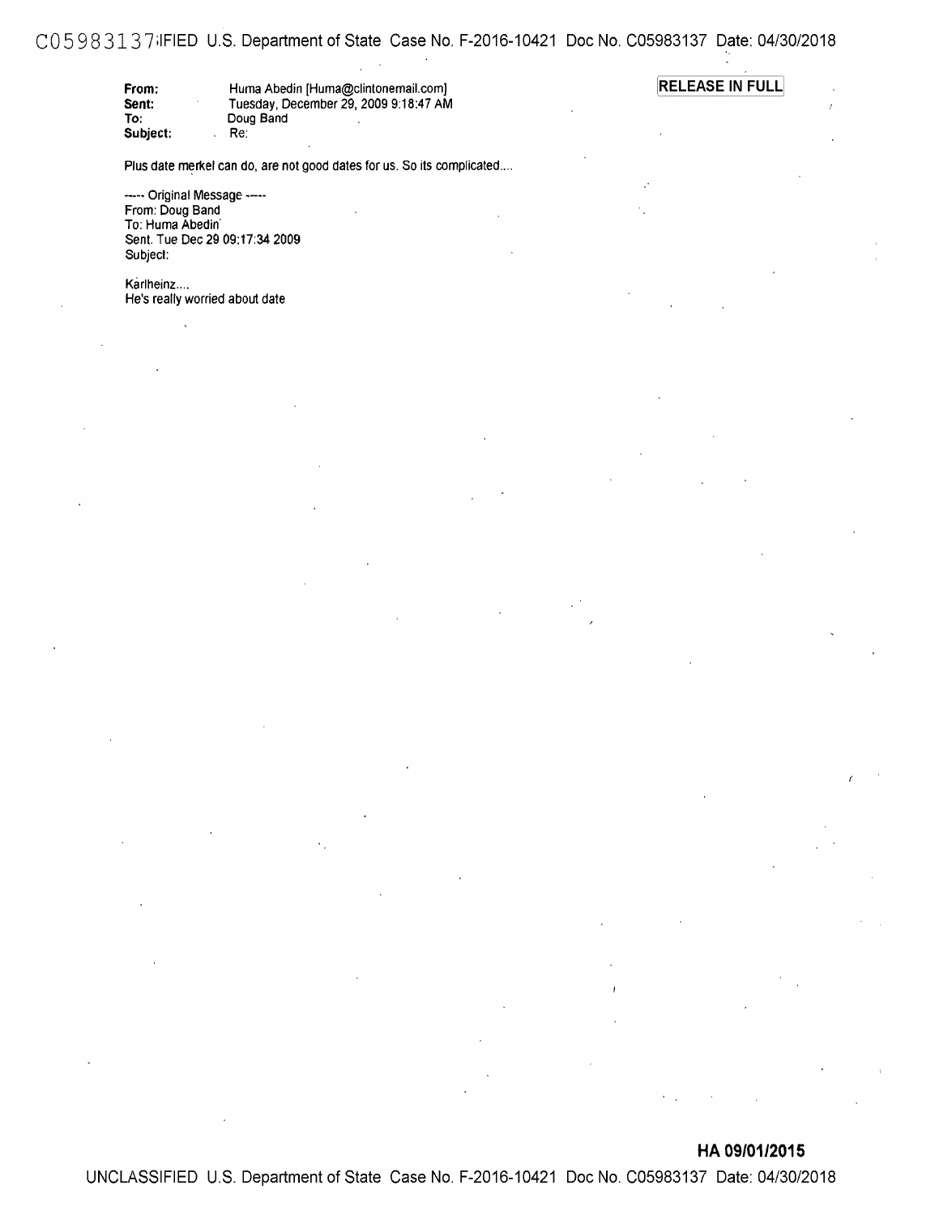**RELEASE IN FULL**

**From:** Huma Abedin [Huma@clintonemail.com]
**Sent:** Tuesday, December 29, 2009 9:18:47 AM
**To:** Doug Band
**Subject:** Re:

Plus date merkel can do, are not good dates for us. So its complicated....

----- Original Message -----
From: Doug Band
To: Huma Abedin
Sent. Tue Dec 29 09:17:34 2009
Subject:

Karlheinz....
He's really worried about date

**HA 09/01/2015**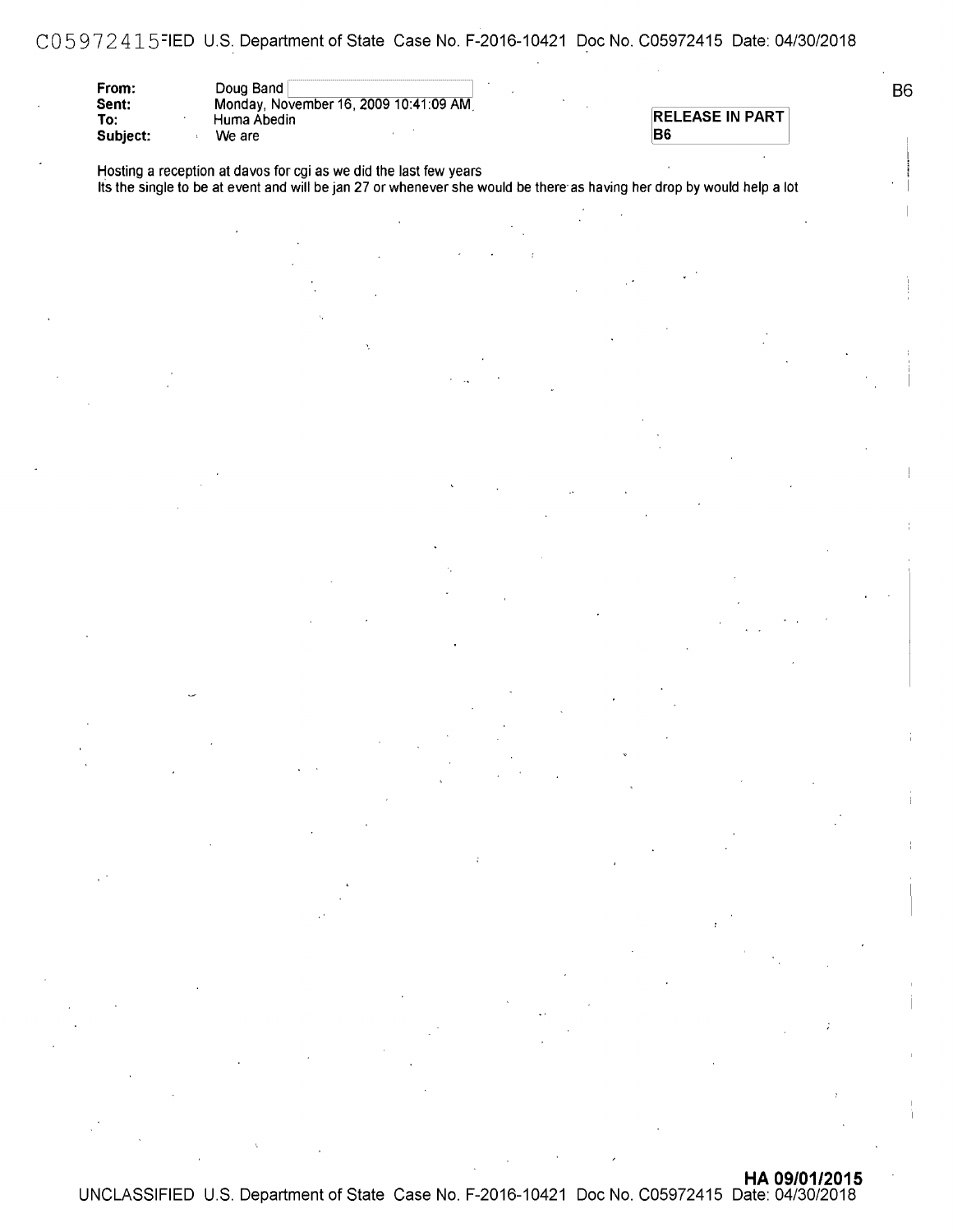| | |
|---|---|
| **From:** | Doug Band |
| **Sent:** | Monday, November 16, 2009 10:41:09 AM |
| **To:** | Huma Abedin |
| **Subject:** | We are |

B6

**RELEASE IN PART B6**

Hosting a reception at davos for cgi as we did the last few years
Its the single to be at event and will be jan 27 or whenever she would be there as having her drop by would help a lot

**HA 09/01/2015**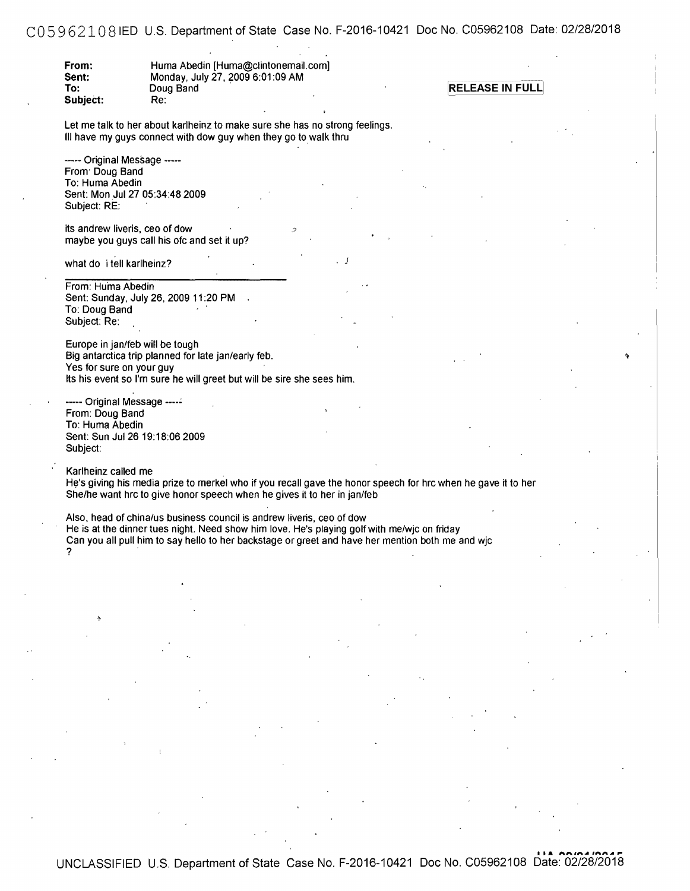RELEASE IN FULL

**From:** Huma Abedin [Huma@clintonemail.com]
**Sent:** Monday, July 27, 2009 6:01:09 AM
**To:** Doug Band
**Subject:** Re:

Let me talk to her about karlheinz to make sure she has no strong feelings.
Ill have my guys connect with dow guy when they go to walk thru

----- Original Message -----
From: Doug Band
To: Huma Abedin
Sent: Mon Jul 27 05:34:48 2009
Subject: RE:

its andrew liveris, ceo of dow
maybe you guys call his ofc and set it up?

what do i tell karlheinz?

---

From: Huma Abedin
Sent: Sunday, July 26, 2009 11:20 PM
To: Doug Band
Subject: Re:

Europe in jan/feb will be tough
Big antarctica trip planned for late jan/early feb.
Yes for sure on your guy
Its his event so I'm sure he will greet but will be sire she sees him.

----- Original Message -----
From: Doug Band
To: Huma Abedin
Sent: Sun Jul 26 19:18:06 2009
Subject:

Karlheinz called me
He's giving his media prize to merkel who if you recall gave the honor speech for hrc when he gave it to her
She/he want hrc to give honor speech when he gives it to her in jan/feb

Also, head of china/us business council is andrew liveris, ceo of dow
He is at the dinner tues night. Need show him love. He's playing golf with me/wjc on friday
Can you all pull him to say hello to her backstage or greet and have her mention both me and wjc
?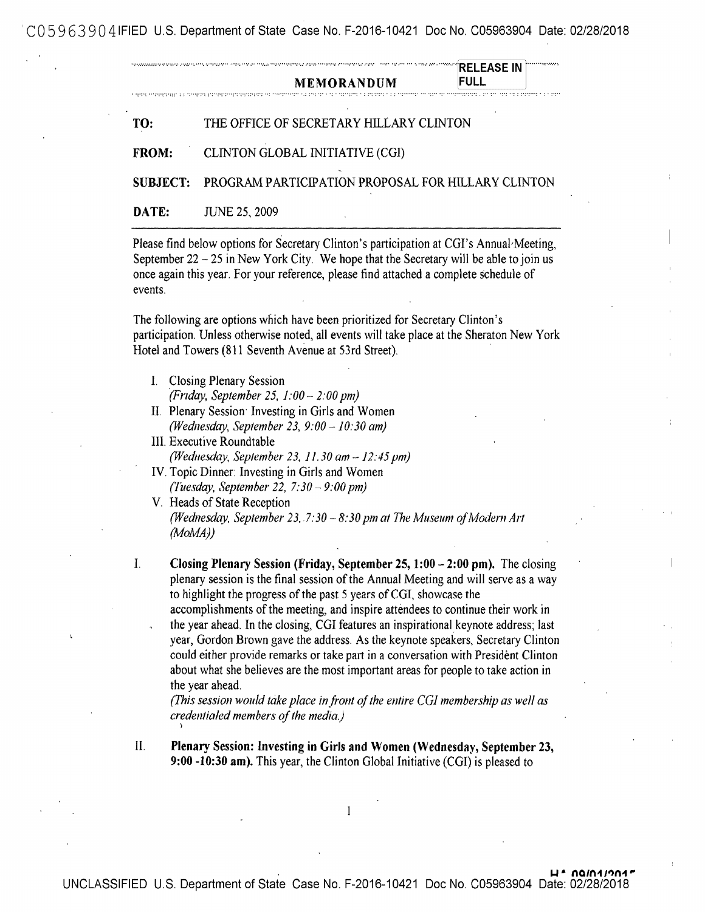RELEASE IN FULL

# MEMORANDUM

**TO:** THE OFFICE OF SECRETARY HILLARY CLINTON

**FROM:** CLINTON GLOBAL INITIATIVE (CGI)

**SUBJECT:** PROGRAM PARTICIPATION PROPOSAL FOR HILLARY CLINTON

**DATE:** JUNE 25, 2009

Please find below options for Secretary Clinton's participation at CGI's Annual Meeting, September 22 – 25 in New York City. We hope that the Secretary will be able to join us once again this year. For your reference, please find attached a complete schedule of events.

The following are options which have been prioritized for Secretary Clinton's participation. Unless otherwise noted, all events will take place at the Sheraton New York Hotel and Towers (811 Seventh Avenue at 53rd Street).

I. Closing Plenary Session
   *(Friday, September 25, 1:00 – 2:00 pm)*
II. Plenary Session: Investing in Girls and Women
   *(Wednesday, September 23, 9:00 – 10:30 am)*
III. Executive Roundtable
   *(Wednesday, September 23, 11:30 am – 12:45 pm)*
IV. Topic Dinner: Investing in Girls and Women
   *(Tuesday, September 22, 7:30 – 9:00 pm)*
V. Heads of State Reception
   *(Wednesday, September 23, 7:30 – 8:30 pm at The Museum of Modern Art (MoMA))*

I. **Closing Plenary Session (Friday, September 25, 1:00 – 2:00 pm).** The closing plenary session is the final session of the Annual Meeting and will serve as a way to highlight the progress of the past 5 years of CGI, showcase the accomplishments of the meeting, and inspire attendees to continue their work in the year ahead. In the closing, CGI features an inspirational keynote address; last year, Gordon Brown gave the address. As the keynote speakers, Secretary Clinton could either provide remarks or take part in a conversation with President Clinton about what she believes are the most important areas for people to take action in the year ahead.
   *(This session would take place in front of the entire CGI membership as well as credentialed members of the media.)*

II. **Plenary Session: Investing in Girls and Women (Wednesday, September 23, 9:00 -10:30 am).** This year, the Clinton Global Initiative (CGI) is pleased to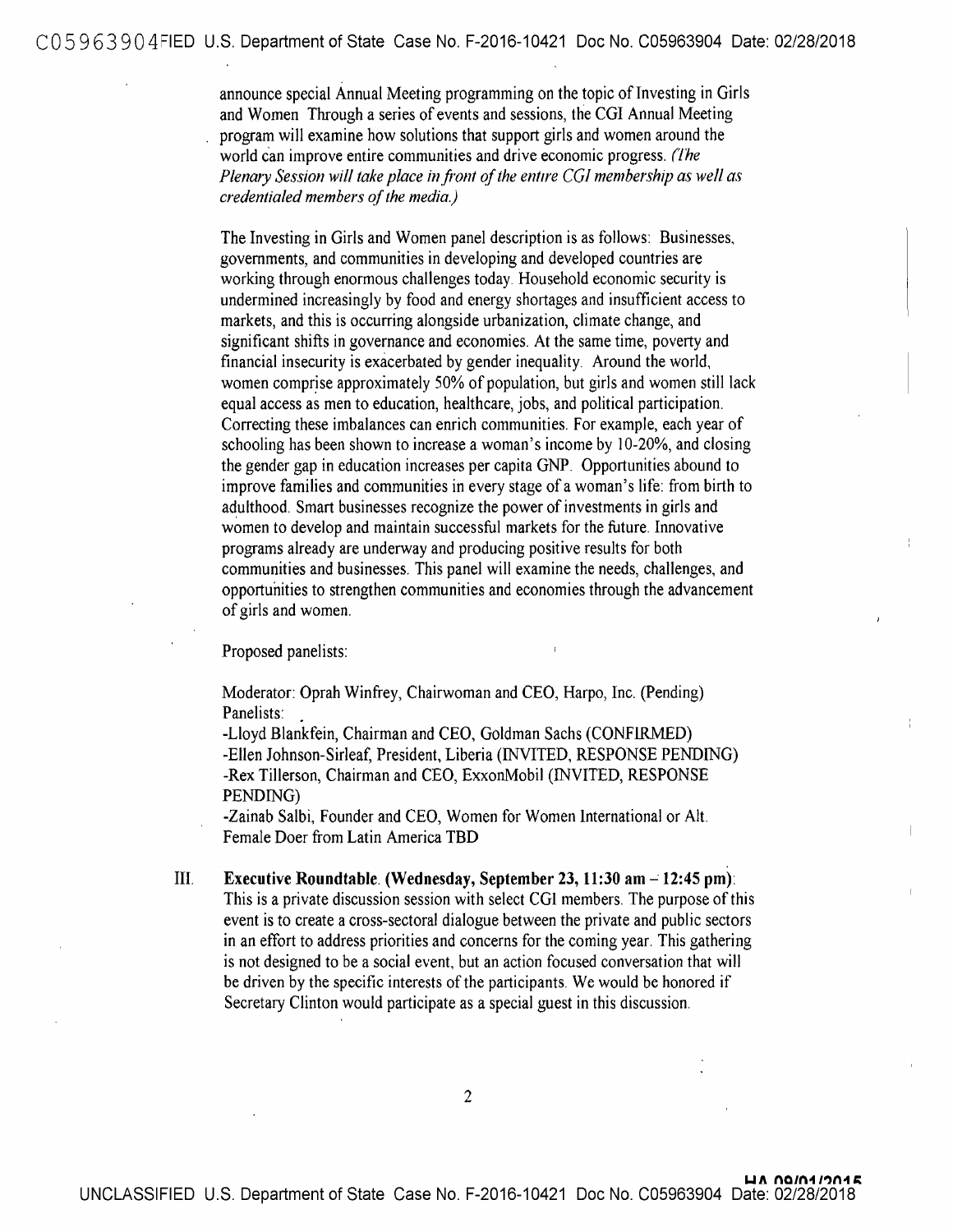announce special Annual Meeting programming on the topic of Investing in Girls and Women Through a series of events and sessions, the CGI Annual Meeting program will examine how solutions that support girls and women around the world can improve entire communities and drive economic progress. *(The Plenary Session will take place in front of the entire CGI membership as well as credentialed members of the media.)*

The Investing in Girls and Women panel description is as follows: Businesses, governments, and communities in developing and developed countries are working through enormous challenges today. Household economic security is undermined increasingly by food and energy shortages and insufficient access to markets, and this is occurring alongside urbanization, climate change, and significant shifts in governance and economies. At the same time, poverty and financial insecurity is exacerbated by gender inequality. Around the world, women comprise approximately 50% of population, but girls and women still lack equal access as men to education, healthcare, jobs, and political participation. Correcting these imbalances can enrich communities. For example, each year of schooling has been shown to increase a woman's income by 10-20%, and closing the gender gap in education increases per capita GNP. Opportunities abound to improve families and communities in every stage of a woman's life: from birth to adulthood. Smart businesses recognize the power of investments in girls and women to develop and maintain successful markets for the future. Innovative programs already are underway and producing positive results for both communities and businesses. This panel will examine the needs, challenges, and opportunities to strengthen communities and economies through the advancement of girls and women.

Proposed panelists:

Moderator: Oprah Winfrey, Chairwoman and CEO, Harpo, Inc. (Pending)
Panelists:
-Lloyd Blankfein, Chairman and CEO, Goldman Sachs (CONFIRMED)
-Ellen Johnson-Sirleaf, President, Liberia (INVITED, RESPONSE PENDING)
-Rex Tillerson, Chairman and CEO, ExxonMobil (INVITED, RESPONSE PENDING)
-Zainab Salbi, Founder and CEO, Women for Women International or Alt. Female Doer from Latin America TBD

III. **Executive Roundtable. (Wednesday, September 23, 11:30 am – 12:45 pm)**: This is a private discussion session with select CGI members. The purpose of this event is to create a cross-sectoral dialogue between the private and public sectors in an effort to address priorities and concerns for the coming year. This gathering is not designed to be a social event, but an action focused conversation that will be driven by the specific interests of the participants. We would be honored if Secretary Clinton would participate as a special guest in this discussion.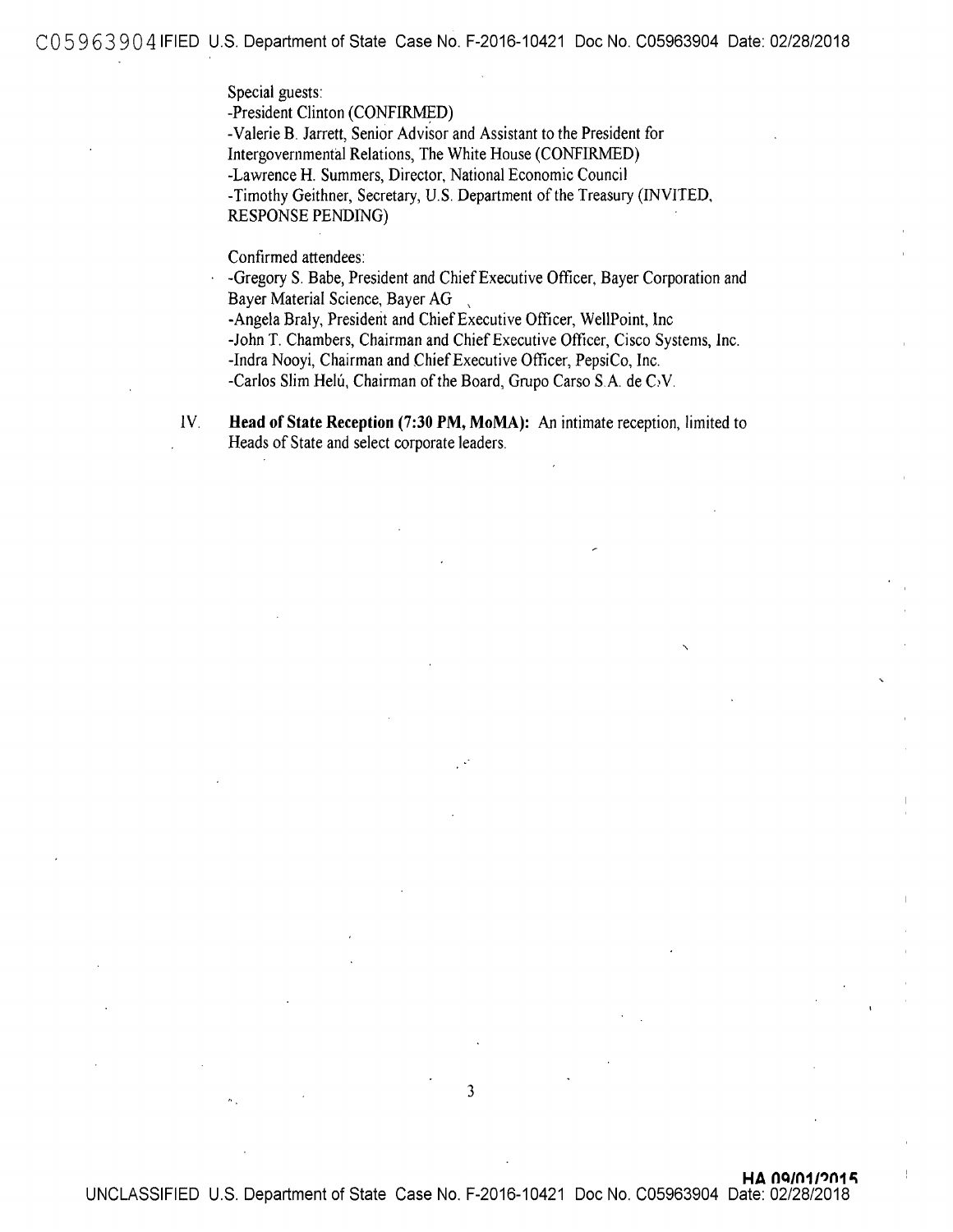Special guests:
-President Clinton (CONFIRMED)
-Valerie B. Jarrett, Senior Advisor and Assistant to the President for Intergovernmental Relations, The White House (CONFIRMED)
-Lawrence H. Summers, Director, National Economic Council
-Timothy Geithner, Secretary, U.S. Department of the Treasury (INVITED, RESPONSE PENDING)

Confirmed attendees:
-Gregory S. Babe, President and Chief Executive Officer, Bayer Corporation and Bayer Material Science, Bayer AG
-Angela Braly, President and Chief Executive Officer, WellPoint, Inc
-John T. Chambers, Chairman and Chief Executive Officer, Cisco Systems, Inc.
-Indra Nooyi, Chairman and Chief Executive Officer, PepsiCo, Inc.
-Carlos Slim Helú, Chairman of the Board, Grupo Carso S.A. de C.V.

IV. **Head of State Reception (7:30 PM, MoMA):** An intimate reception, limited to Heads of State and select corporate leaders.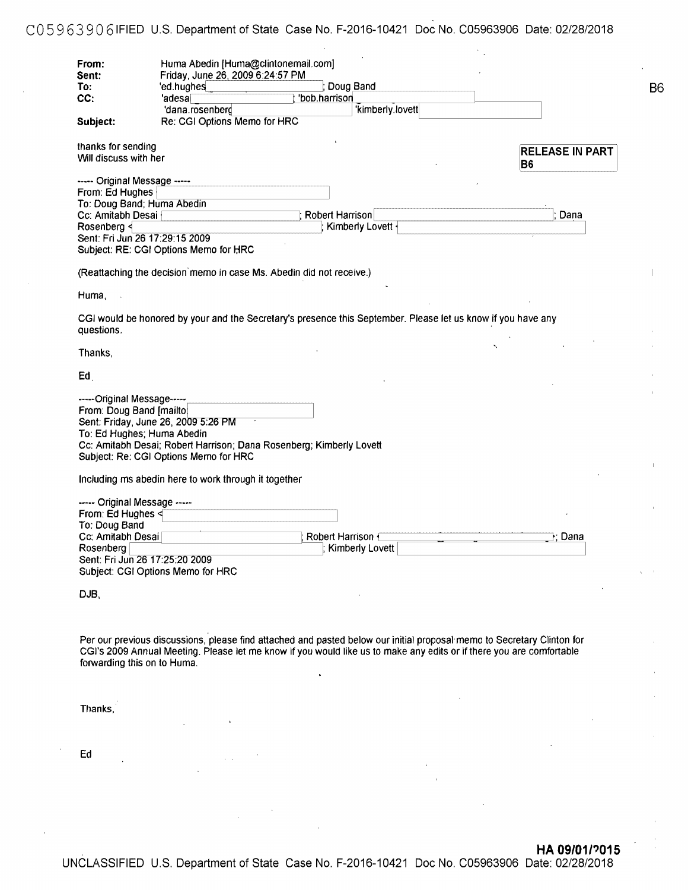From: Huma Abedin [Huma@clintonemail.com]
Sent: Friday, June 26, 2009 6:24:57 PM
To: 'ed.hughes ; Doug Band
CC: 'adesa ; 'bob.harrison
'dana.rosenberg 'kimberly.lovett
Subject: Re: CGI Options Memo for HRC

B6

RELEASE IN PART
B6

thanks for sending
Will discuss with her

----- Original Message -----
From: Ed Hughes
To: Doug Band; Huma Abedin
Cc: Amitabh Desai ; Robert Harrison ; Dana Rosenberg ; Kimberly Lovett
Sent: Fri Jun 26 17:29:15 2009
Subject: RE: CGI Options Memo for HRC

(Reattaching the decision memo in case Ms. Abedin did not receive.)

Huma,

CGI would be honored by your and the Secretary's presence this September. Please let us know if you have any questions.

Thanks,

Ed

-----Original Message-----
From: Doug Band [mailto:
Sent: Friday, June 26, 2009 5:26 PM
To: Ed Hughes; Huma Abedin
Cc: Amitabh Desai; Robert Harrison; Dana Rosenberg; Kimberly Lovett
Subject: Re: CGI Options Memo for HRC

Including ms abedin here to work through it together

----- Original Message -----
From: Ed Hughes <
To: Doug Band
Cc: Amitabh Desai ; Robert Harrison ; Dana Rosenberg ; Kimberly Lovett
Sent: Fri Jun 26 17:25:20 2009
Subject: CGI Options Memo for HRC

DJB,

Per our previous discussions, please find attached and pasted below our initial proposal memo to Secretary Clinton for CGI's 2009 Annual Meeting. Please let me know if you would like us to make any edits or if there you are comfortable forwarding this on to Huma.

Thanks,

Ed

HA 09/01/2015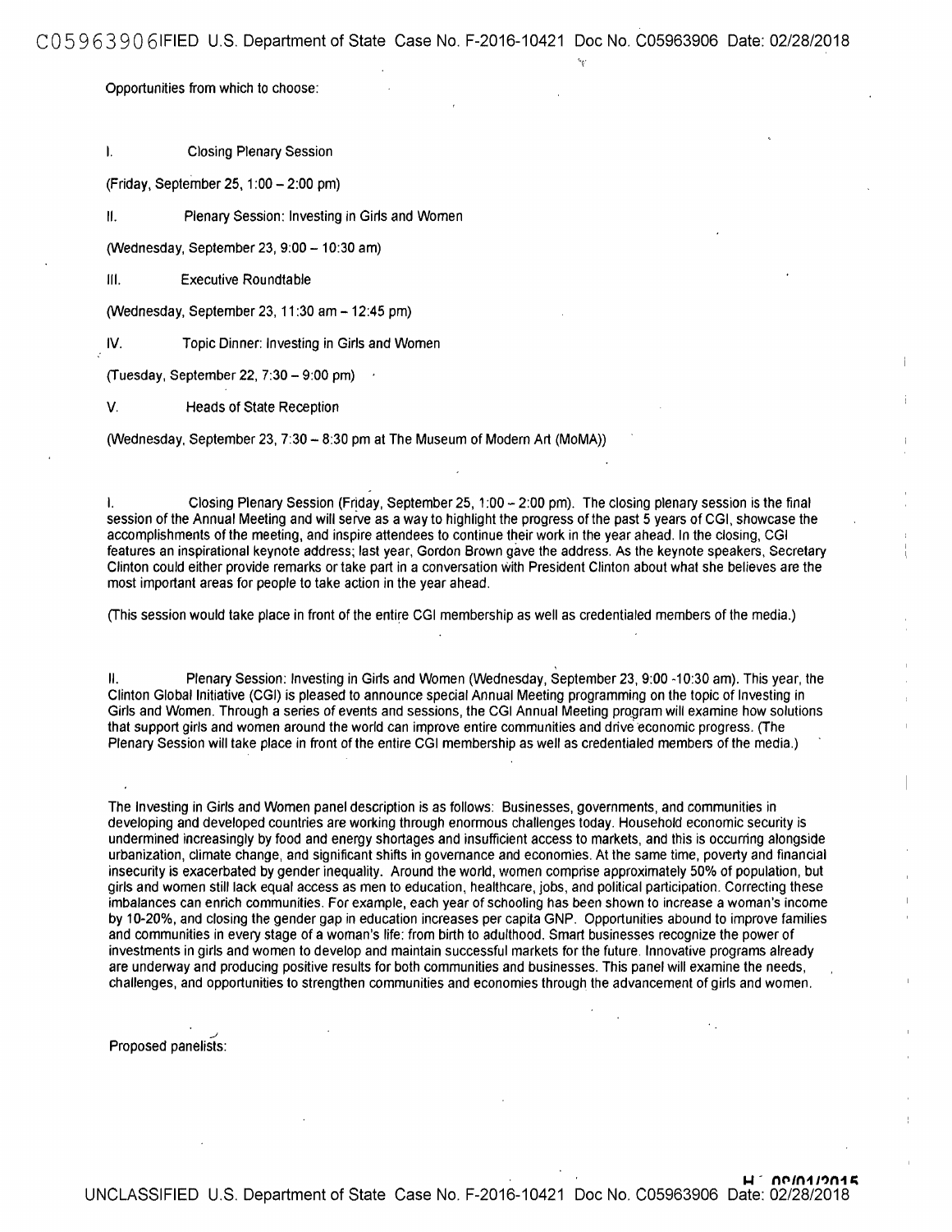Opportunities from which to choose:

I. Closing Plenary Session

(Friday, September 25, 1:00 – 2:00 pm)

II. Plenary Session: Investing in Girls and Women

(Wednesday, September 23, 9:00 – 10:30 am)

III. Executive Roundtable

(Wednesday, September 23, 11:30 am – 12:45 pm)

IV. Topic Dinner: Investing in Girls and Women

(Tuesday, September 22, 7:30 – 9:00 pm)

V. Heads of State Reception

(Wednesday, September 23, 7:30 – 8:30 pm at The Museum of Modern Art (MoMA))

I. Closing Plenary Session (Friday, September 25, 1:00 – 2:00 pm). The closing plenary session is the final session of the Annual Meeting and will serve as a way to highlight the progress of the past 5 years of CGI, showcase the accomplishments of the meeting, and inspire attendees to continue their work in the year ahead. In the closing, CGI features an inspirational keynote address; last year, Gordon Brown gave the address. As the keynote speakers, Secretary Clinton could either provide remarks or take part in a conversation with President Clinton about what she believes are the most important areas for people to take action in the year ahead.

(This session would take place in front of the entire CGI membership as well as credentialed members of the media.)

II. Plenary Session: Investing in Girls and Women (Wednesday, September 23, 9:00 -10:30 am). This year, the Clinton Global Initiative (CGI) is pleased to announce special Annual Meeting programming on the topic of Investing in Girls and Women. Through a series of events and sessions, the CGI Annual Meeting program will examine how solutions that support girls and women around the world can improve entire communities and drive economic progress. (The Plenary Session will take place in front of the entire CGI membership as well as credentialed members of the media.)

The Investing in Girls and Women panel description is as follows: Businesses, governments, and communities in developing and developed countries are working through enormous challenges today. Household economic security is undermined increasingly by food and energy shortages and insufficient access to markets, and this is occurring alongside urbanization, climate change, and significant shifts in governance and economies. At the same time, poverty and financial insecurity is exacerbated by gender inequality. Around the world, women comprise approximately 50% of population, but girls and women still lack equal access as men to education, healthcare, jobs, and political participation. Correcting these imbalances can enrich communities. For example, each year of schooling has been shown to increase a woman's income by 10-20%, and closing the gender gap in education increases per capita GNP. Opportunities abound to improve families and communities in every stage of a woman's life: from birth to adulthood. Smart businesses recognize the power of investments in girls and women to develop and maintain successful markets for the future. Innovative programs already are underway and producing positive results for both communities and businesses. This panel will examine the needs, challenges, and opportunities to strengthen communities and economies through the advancement of girls and women.

Proposed panelists: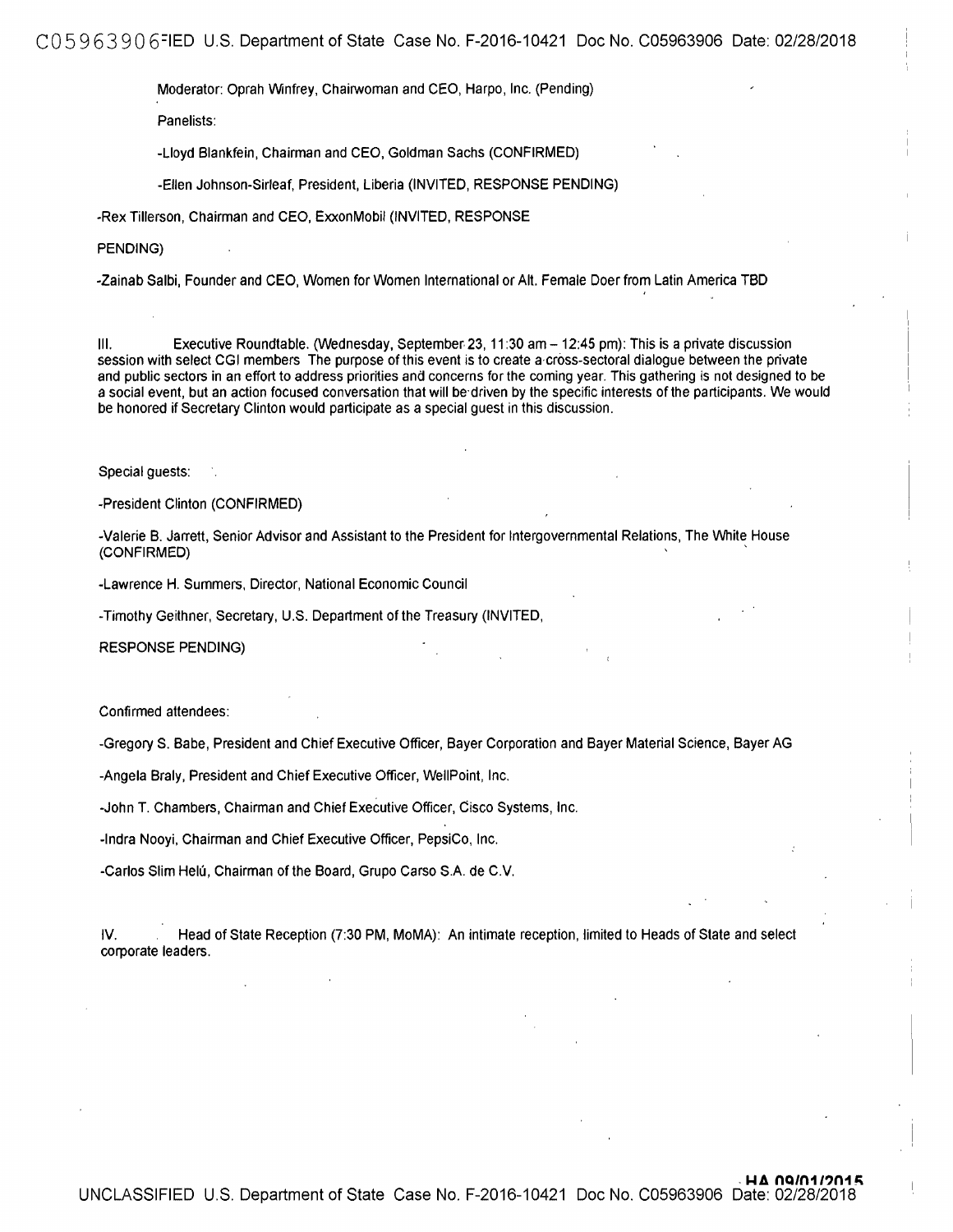Moderator: Oprah Winfrey, Chairwoman and CEO, Harpo, Inc. (Pending)

Panelists:

-Lloyd Blankfein, Chairman and CEO, Goldman Sachs (CONFIRMED)

-Ellen Johnson-Sirleaf, President, Liberia (INVITED, RESPONSE PENDING)

-Rex Tillerson, Chairman and CEO, ExxonMobil (INVITED, RESPONSE PENDING)

-Zainab Salbi, Founder and CEO, Women for Women International or Alt. Female Doer from Latin America TBD

III. Executive Roundtable. (Wednesday, September 23, 11:30 am – 12:45 pm): This is a private discussion session with select CGI members The purpose of this event is to create a cross-sectoral dialogue between the private and public sectors in an effort to address priorities and concerns for the coming year. This gathering is not designed to be a social event, but an action focused conversation that will be driven by the specific interests of the participants. We would be honored if Secretary Clinton would participate as a special guest in this discussion.

Special guests:

-President Clinton (CONFIRMED)

-Valerie B. Jarrett, Senior Advisor and Assistant to the President for Intergovernmental Relations, The White House (CONFIRMED)

-Lawrence H. Summers, Director, National Economic Council

-Timothy Geithner, Secretary, U.S. Department of the Treasury (INVITED, RESPONSE PENDING)

Confirmed attendees:

-Gregory S. Babe, President and Chief Executive Officer, Bayer Corporation and Bayer Material Science, Bayer AG

-Angela Braly, President and Chief Executive Officer, WellPoint, Inc.

-John T. Chambers, Chairman and Chief Executive Officer, Cisco Systems, Inc.

-Indra Nooyi, Chairman and Chief Executive Officer, PepsiCo, Inc.

-Carlos Slim Helú, Chairman of the Board, Grupo Carso S.A. de C.V.

IV. Head of State Reception (7:30 PM, MoMA): An intimate reception, limited to Heads of State and select corporate leaders.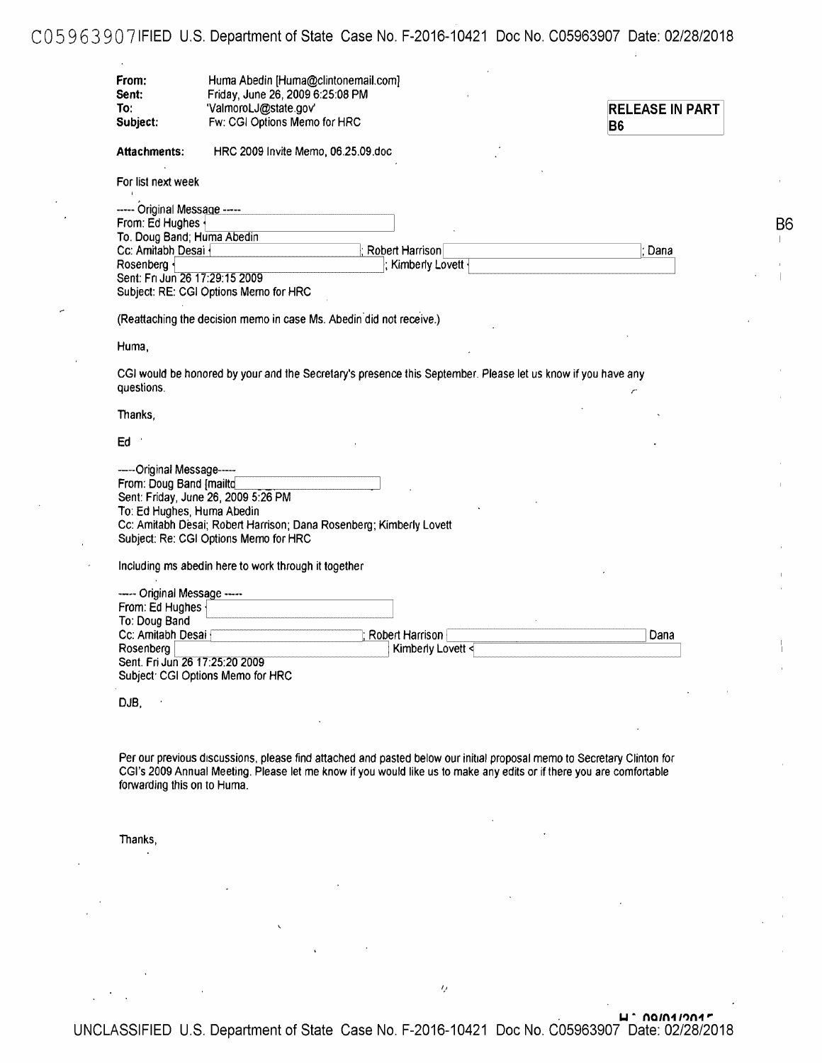From: Huma Abedin [Huma@clintonemail.com]
Sent: Friday, June 26, 2009 6:25:08 PM
To: 'ValmoroLJ@state.gov'
Subject: Fw: CGI Options Memo for HRC

RELEASE IN PART B6

Attachments: HRC 2009 Invite Memo, 06.25.09.doc

For list next week

----- Original Message -----
From: Ed Hughes
To: Doug Band; Huma Abedin
Cc: Amitabh Desai; Robert Harrison; Dana Rosenberg; Kimberly Lovett
Sent: Fri Jun 26 17:29:15 2009
Subject: RE: CGI Options Memo for HRC

B6

(Reattaching the decision memo in case Ms. Abedin did not receive.)

Huma,

CGI would be honored by your and the Secretary's presence this September. Please let us know if you have any questions.

Thanks,

Ed

-----Original Message-----
From: Doug Band [mailto
Sent: Friday, June 26, 2009 5:26 PM
To: Ed Hughes, Huma Abedin
Cc: Amitabh Desai; Robert Harrison; Dana Rosenberg; Kimberly Lovett
Subject: Re: CGI Options Memo for HRC

Including ms abedin here to work through it together

----- Original Message -----
From: Ed Hughes
To: Doug Band
Cc: Amitabh Desai; Robert Harrison; Dana Rosenberg; Kimberly Lovett
Sent. Fri Jun 26 17:25:20 2009
Subject: CGI Options Memo for HRC

DJB,

Per our previous discussions, please find attached and pasted below our initial proposal memo to Secretary Clinton for CGI's 2009 Annual Meeting. Please let me know if you would like us to make any edits or if there you are comfortable forwarding this on to Huma.

Thanks,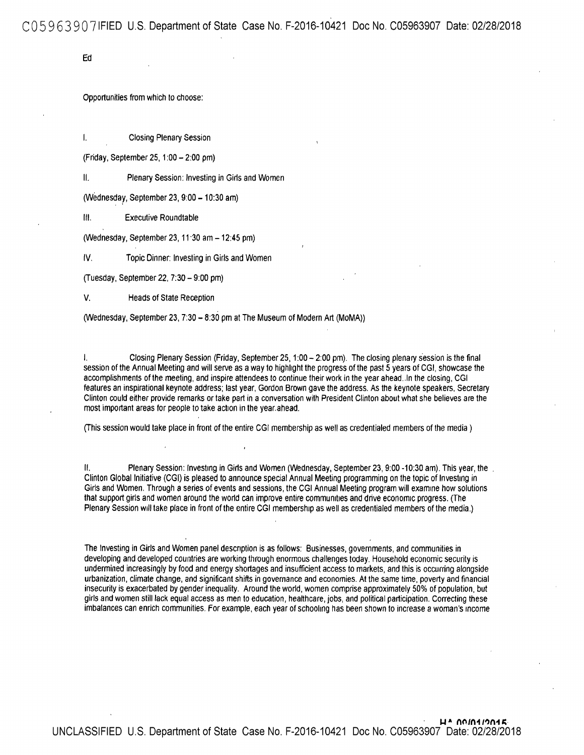Ed

Opportunities from which to choose:

I. Closing Plenary Session

(Friday, September 25, 1:00 – 2:00 pm)

II. Plenary Session: Investing in Girls and Women

(Wednesday, September 23, 9:00 – 10:30 am)

III. Executive Roundtable

(Wednesday, September 23, 11:30 am – 12:45 pm)

IV. Topic Dinner: Investing in Girls and Women

(Tuesday, September 22, 7:30 – 9:00 pm)

V. Heads of State Reception

(Wednesday, September 23, 7:30 – 8:30 pm at The Museum of Modern Art (MoMA))

I. Closing Plenary Session (Friday, September 25, 1:00 – 2:00 pm). The closing plenary session is the final session of the Annual Meeting and will serve as a way to highlight the progress of the past 5 years of CGI, showcase the accomplishments of the meeting, and inspire attendees to continue their work in the year ahead. In the closing, CGI features an inspirational keynote address; last year, Gordon Brown gave the address. As the keynote speakers, Secretary Clinton could either provide remarks or take part in a conversation with President Clinton about what she believes are the most important areas for people to take action in the year ahead.

(This session would take place in front of the entire CGI membership as well as credentialed members of the media )

II. Plenary Session: Investing in Girls and Women (Wednesday, September 23, 9:00 -10:30 am). This year, the Clinton Global Initiative (CGI) is pleased to announce special Annual Meeting programming on the topic of Investing in Girls and Women. Through a series of events and sessions, the CGI Annual Meeting program will examine how solutions that support girls and women around the world can improve entire communities and drive economic progress. (The Plenary Session will take place in front of the entire CGI membership as well as credentialed members of the media.)

The Investing in Girls and Women panel description is as follows: Businesses, governments, and communities in developing and developed countries are working through enormous challenges today. Household economic security is undermined increasingly by food and energy shortages and insufficient access to markets, and this is occurring alongside urbanization, climate change, and significant shifts in governance and economies. At the same time, poverty and financial insecurity is exacerbated by gender inequality. Around the world, women comprise approximately 50% of population, but girls and women still lack equal access as men to education, healthcare, jobs, and political participation. Correcting these imbalances can enrich communities. For example, each year of schooling has been shown to increase a woman's income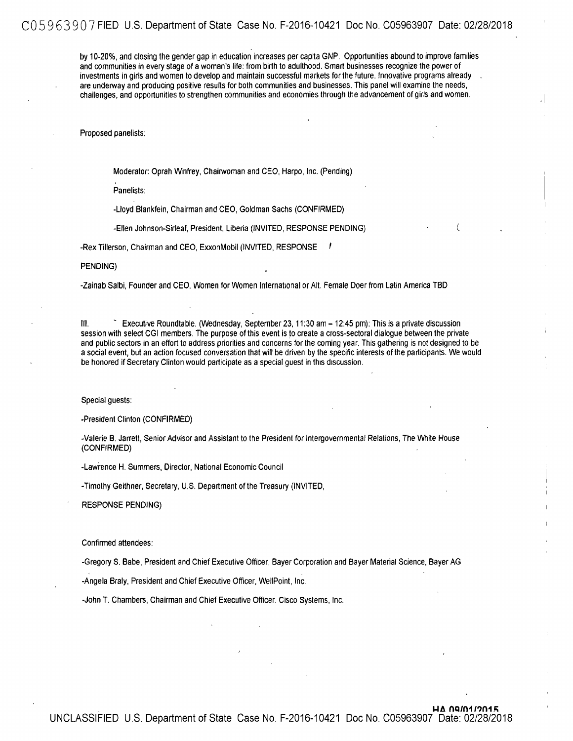by 10-20%, and closing the gender gap in education increases per capita GNP. Opportunities abound to improve families and communities in every stage of a woman's life: from birth to adulthood. Smart businesses recognize the power of investments in girls and women to develop and maintain successful markets for the future. Innovative programs already are underway and producing positive results for both communities and businesses. This panel will examine the needs, challenges, and opportunities to strengthen communities and economies through the advancement of girls and women.

Proposed panelists:

Moderator: Oprah Winfrey, Chairwoman and CEO, Harpo, Inc. (Pending)

Panelists:

-Lloyd Blankfein, Chairman and CEO, Goldman Sachs (CONFIRMED)

-Ellen Johnson-Sirleaf, President, Liberia (INVITED, RESPONSE PENDING)

-Rex Tillerson, Chairman and CEO, ExxonMobil (INVITED, RESPONSE PENDING)

-Zainab Salbi, Founder and CEO, Women for Women International or Alt. Female Doer from Latin America TBD

III. Executive Roundtable. (Wednesday, September 23, 11:30 am – 12:45 pm): This is a private discussion session with select CGI members. The purpose of this event is to create a cross-sectoral dialogue between the private and public sectors in an effort to address priorities and concerns for the coming year. This gathering is not designed to be a social event, but an action focused conversation that will be driven by the specific interests of the participants. We would be honored if Secretary Clinton would participate as a special guest in this discussion.

Special guests:

-President Clinton (CONFIRMED)

-Valerie B. Jarrett, Senior Advisor and Assistant to the President for Intergovernmental Relations, The White House (CONFIRMED)

-Lawrence H. Summers, Director, National Economic Council

-Timothy Geithner, Secretary, U.S. Department of the Treasury (INVITED, RESPONSE PENDING)

Confirmed attendees:

-Gregory S. Babe, President and Chief Executive Officer, Bayer Corporation and Bayer Material Science, Bayer AG

-Angela Braly, President and Chief Executive Officer, WellPoint, Inc.

-John T. Chambers, Chairman and Chief Executive Officer. Cisco Systems, Inc.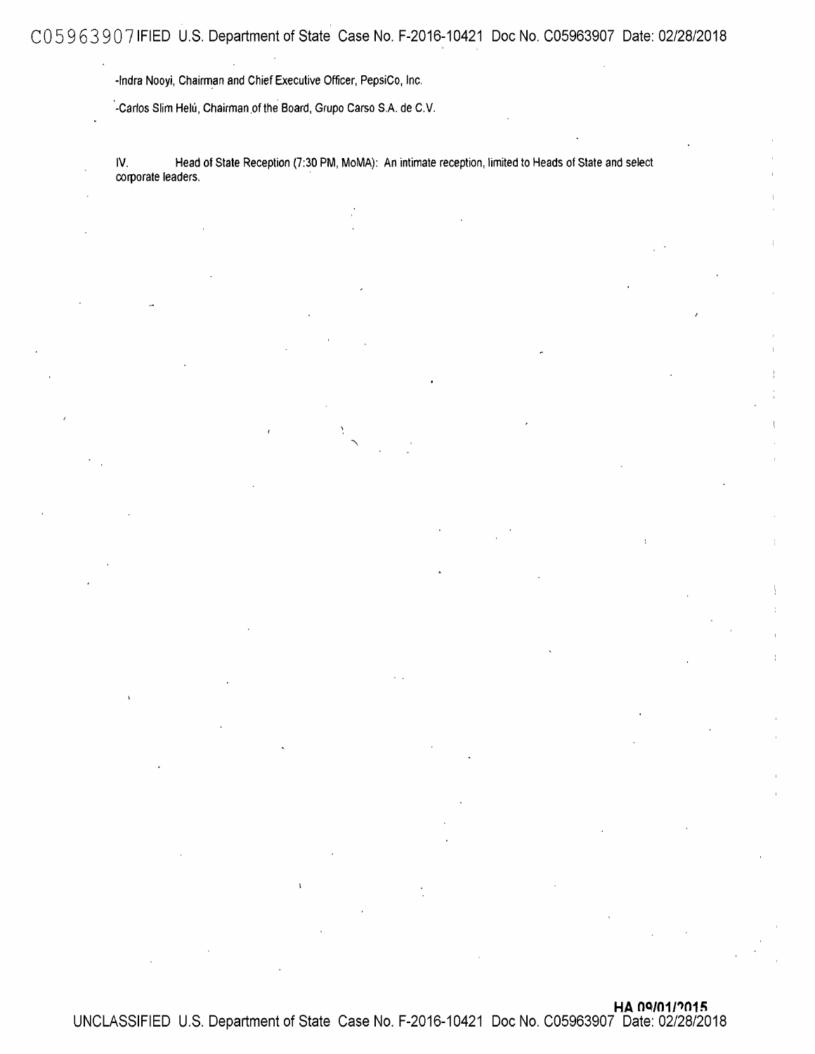-Indra Nooyi, Chairman and Chief Executive Officer, PepsiCo, Inc.

-Carlos Slim Helú, Chairman of the Board, Grupo Carso S.A. de C.V.

IV. Head of State Reception (7:30 PM, MoMA): An intimate reception, limited to Heads of State and select corporate leaders.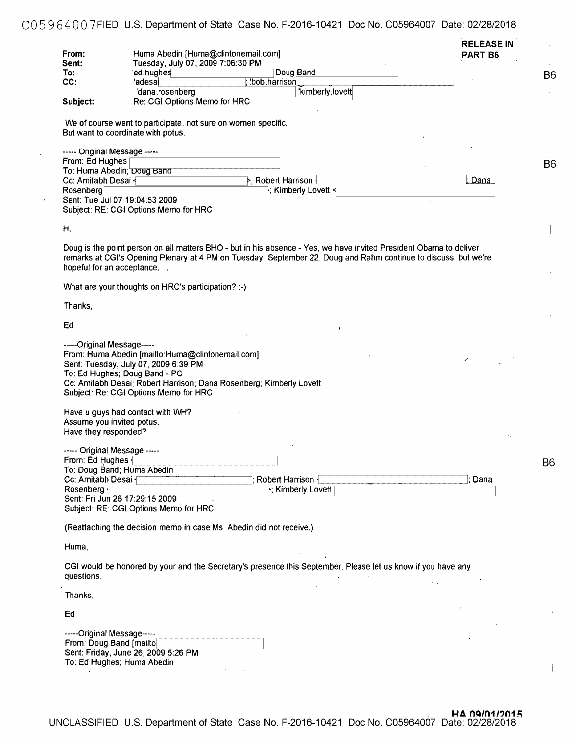RELEASE IN PART B6

**From:** Huma Abedin [Huma@clintonemail.com]
**Sent:** Tuesday, July 07, 2009 7:06:30 PM
**To:** 'ed.hughes [B6]; Doug Band [B6]
**CC:** 'adesai [B6]; 'bob.harrison [B6]; 'dana.rosenberg [B6]; 'kimberly.lovett [B6]
**Subject:** Re: CGI Options Memo for HRC

We of course want to participate, not sure on women specific.
But want to coordinate with potus.

----- Original Message -----
From: Ed Hughes [B6]
To: Huma Abedin; Doug Band
Cc: Amitabh Desai [B6]; Robert Harrison [B6]; Dana Rosenberg [B6]; Kimberly Lovett [B6]
Sent: Tue Jul 07 19:04:53 2009
Subject: RE: CGI Options Memo for HRC

H,

Doug is the point person on all matters BHO - but in his absence - Yes, we have invited President Obama to deliver remarks at CGI's Opening Plenary at 4 PM on Tuesday, September 22. Doug and Rahm continue to discuss, but we're hopeful for an acceptance.

What are your thoughts on HRC's participation? :-)

Thanks,

Ed

-----Original Message-----
From: Huma Abedin [mailto:Huma@clintonemail.com]
Sent: Tuesday, July 07, 2009 6:39 PM
To: Ed Hughes; Doug Band - PC
Cc: Amitabh Desai; Robert Harrison; Dana Rosenberg; Kimberly Lovett
Subject: Re: CGI Options Memo for HRC

Have u guys had contact with WH?
Assume you invited potus.
Have they responded?

----- Original Message -----
From: Ed Hughes [B6]
To: Doug Band; Huma Abedin
Cc: Amitabh Desai [B6]; Robert Harrison [B6]; Dana Rosenberg [B6]; Kimberly Lovett [B6]
Sent: Fri Jun 26 17:29:15 2009
Subject: RE: CGI Options Memo for HRC

(Reattaching the decision memo in case Ms. Abedin did not receive.)

Huma,

CGI would be honored by your and the Secretary's presence this September. Please let us know if you have any questions.

Thanks,

Ed

-----Original Message-----
From: Doug Band [mailto [B6]]
Sent: Friday, June 26, 2009 5:26 PM
To: Ed Hughes; Huma Abedin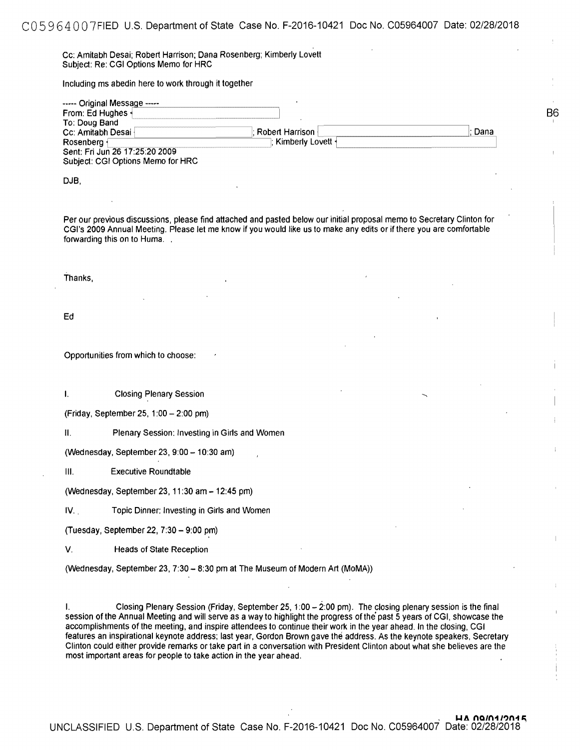Cc: Amitabh Desai; Robert Harrison; Dana Rosenberg; Kimberly Lovett
Subject: Re: CGI Options Memo for HRC

Including ms abedin here to work through it together

----- Original Message -----
From: Ed Hughes
To: Doug Band
Cc: Amitabh Desai ; Robert Harrison ; Dana Rosenberg ; Kimberly Lovett
Sent: Fri Jun 26 17:25:20 2009
Subject: CGI Options Memo for HRC

B6

DJB,

Per our previous discussions, please find attached and pasted below our initial proposal memo to Secretary Clinton for CGI's 2009 Annual Meeting. Please let me know if you would like us to make any edits or if there you are comfortable forwarding this on to Huma. .

Thanks,

Ed

Opportunities from which to choose:

I. Closing Plenary Session

(Friday, September 25, 1:00 – 2:00 pm)

II. Plenary Session: Investing in Girls and Women

(Wednesday, September 23, 9:00 – 10:30 am)

III. Executive Roundtable

(Wednesday, September 23, 11:30 am – 12:45 pm)

IV. Topic Dinner: Investing in Girls and Women

(Tuesday, September 22, 7:30 – 9:00 pm)

V. Heads of State Reception

(Wednesday, September 23, 7:30 – 8:30 pm at The Museum of Modern Art (MoMA))

I. Closing Plenary Session (Friday, September 25, 1:00 – 2:00 pm). The closing plenary session is the final session of the Annual Meeting and will serve as a way to highlight the progress of the past 5 years of CGI, showcase the accomplishments of the meeting, and inspire attendees to continue their work in the year ahead. In the closing, CGI features an inspirational keynote address; last year, Gordon Brown gave the address. As the keynote speakers, Secretary Clinton could either provide remarks or take part in a conversation with President Clinton about what she believes are the most important areas for people to take action in the year ahead.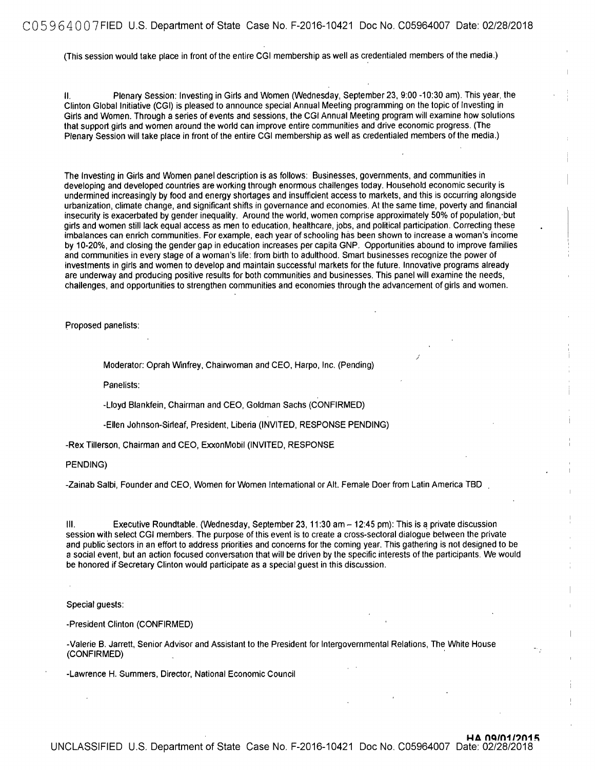(This session would take place in front of the entire CGI membership as well as credentialed members of the media.)

II. Plenary Session: Investing in Girls and Women (Wednesday, September 23, 9:00 -10:30 am). This year, the Clinton Global Initiative (CGI) is pleased to announce special Annual Meeting programming on the topic of Investing in Girls and Women. Through a series of events and sessions, the CGI Annual Meeting program will examine how solutions that support girls and women around the world can improve entire communities and drive economic progress. (The Plenary Session will take place in front of the entire CGI membership as well as credentialed members of the media.)

The Investing in Girls and Women panel description is as follows: Businesses, governments, and communities in developing and developed countries are working through enormous challenges today. Household economic security is undermined increasingly by food and energy shortages and insufficient access to markets, and this is occurring alongside urbanization, climate change, and significant shifts in governance and economies. At the same time, poverty and financial insecurity is exacerbated by gender inequality. Around the world, women comprise approximately 50% of population, but girls and women still lack equal access as men to education, healthcare, jobs, and political participation. Correcting these imbalances can enrich communities. For example, each year of schooling has been shown to increase a woman's income by 10-20%, and closing the gender gap in education increases per capita GNP. Opportunities abound to improve families and communities in every stage of a woman's life: from birth to adulthood. Smart businesses recognize the power of investments in girls and women to develop and maintain successful markets for the future. Innovative programs already are underway and producing positive results for both communities and businesses. This panel will examine the needs, challenges, and opportunities to strengthen communities and economies through the advancement of girls and women.

Proposed panelists:

Moderator: Oprah Winfrey, Chairwoman and CEO, Harpo, Inc. (Pending)

Panelists:

-Lloyd Blankfein, Chairman and CEO, Goldman Sachs (CONFIRMED)

-Ellen Johnson-Sirleaf, President, Liberia (INVITED, RESPONSE PENDING)

-Rex Tillerson, Chairman and CEO, ExxonMobil (INVITED, RESPONSE PENDING)

-Zainab Salbi, Founder and CEO, Women for Women International or Alt. Female Doer from Latin America TBD

III. Executive Roundtable. (Wednesday, September 23, 11:30 am – 12:45 pm): This is a private discussion session with select CGI members. The purpose of this event is to create a cross-sectoral dialogue between the private and public sectors in an effort to address priorities and concerns for the coming year. This gathering is not designed to be a social event, but an action focused conversation that will be driven by the specific interests of the participants. We would be honored if Secretary Clinton would participate as a special guest in this discussion.

Special guests:

-President Clinton (CONFIRMED)

-Valerie B. Jarrett, Senior Advisor and Assistant to the President for Intergovernmental Relations, The White House (CONFIRMED)

-Lawrence H. Summers, Director, National Economic Council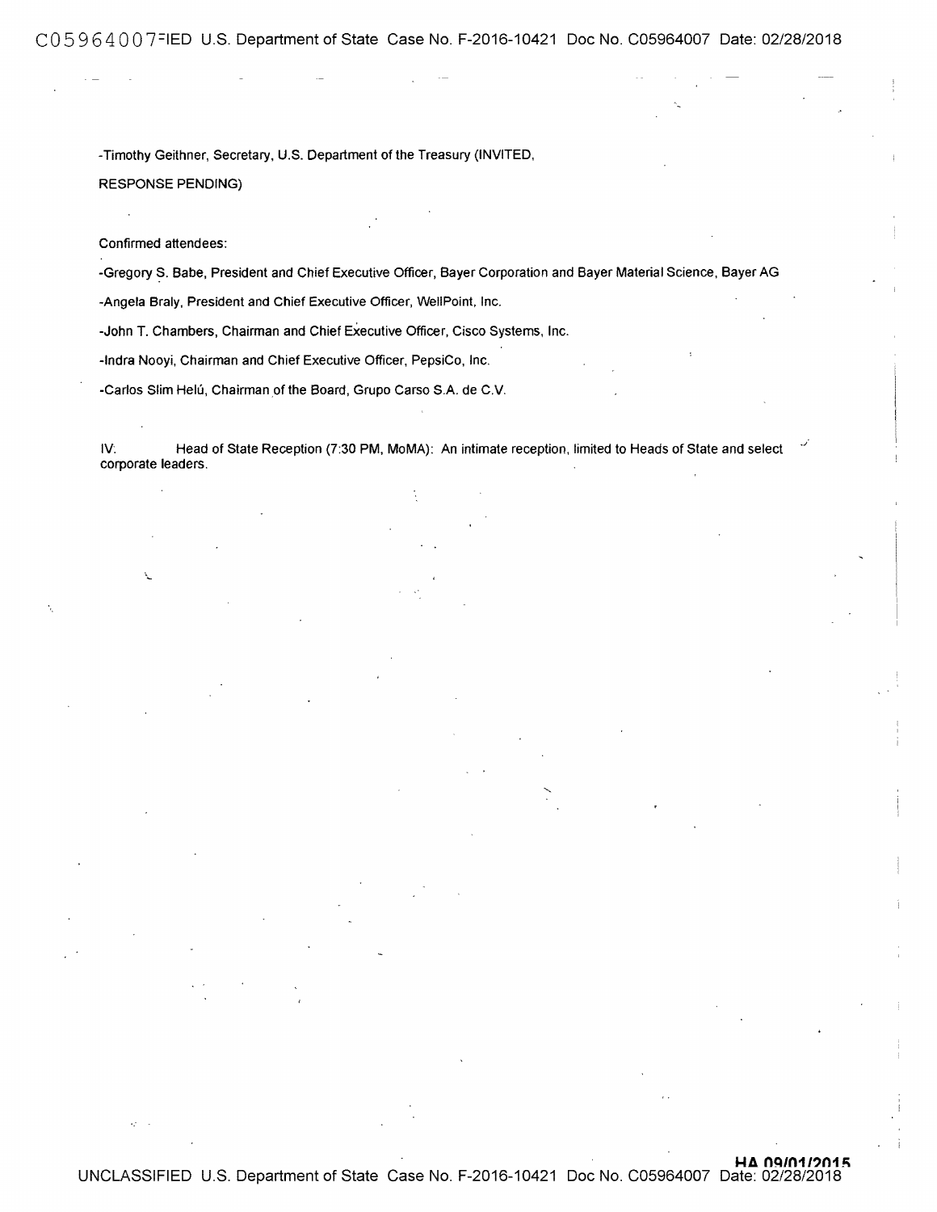-Timothy Geithner, Secretary, U.S. Department of the Treasury (INVITED, RESPONSE PENDING)

Confirmed attendees:

-Gregory S. Babe, President and Chief Executive Officer, Bayer Corporation and Bayer Material Science, Bayer AG

-Angela Braly, President and Chief Executive Officer, WellPoint, Inc.

-John T. Chambers, Chairman and Chief Executive Officer, Cisco Systems, Inc.

-Indra Nooyi, Chairman and Chief Executive Officer, PepsiCo, Inc.

-Carlos Slim Helú, Chairman of the Board, Grupo Carso S.A. de C.V.

IV. Head of State Reception (7:30 PM, MoMA): An intimate reception, limited to Heads of State and select corporate leaders.

**HA 09/01/2015**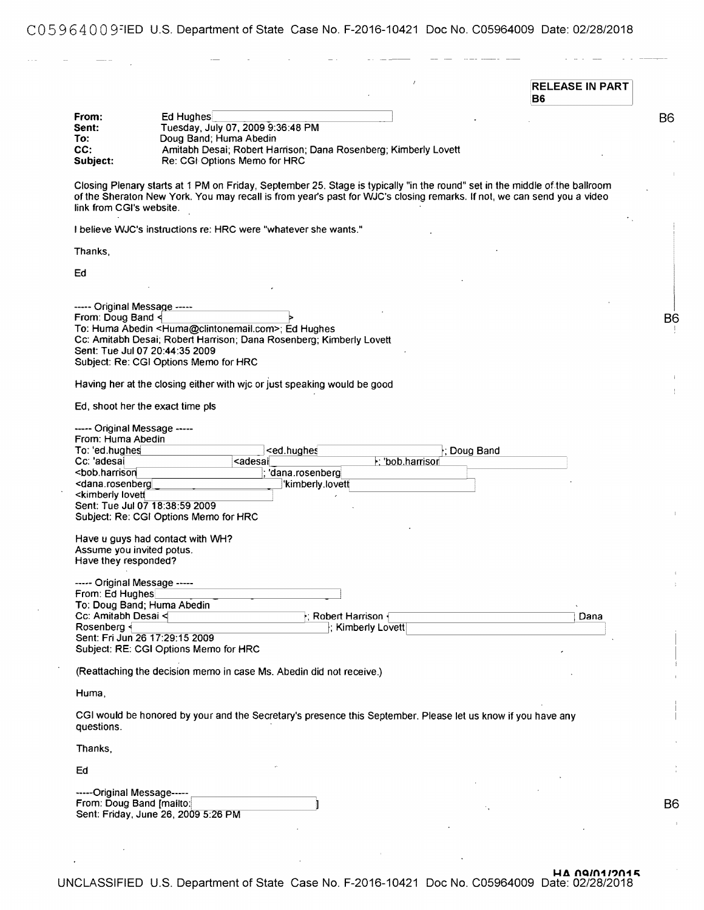RELEASE IN PART
B6

**From:** Ed Hughes
**Sent:** Tuesday, July 07, 2009 9:36:48 PM
**To:** Doug Band; Huma Abedin
**CC:** Amitabh Desai; Robert Harrison; Dana Rosenberg; Kimberly Lovett
**Subject:** Re: CGI Options Memo for HRC

B6

Closing Plenary starts at 1 PM on Friday, September 25. Stage is typically "in the round" set in the middle of the ballroom of the Sheraton New York. You may recall is from year's past for WJC's closing remarks. If not, we can send you a video link from CGI's website.

I believe WJC's instructions re: HRC were "whatever she wants."

Thanks,

Ed

----- Original Message -----
From: Doug Band <
To: Huma Abedin <Huma@clintonemail.com>; Ed Hughes
Cc: Amitabh Desai; Robert Harrison; Dana Rosenberg; Kimberly Lovett
Sent: Tue Jul 07 20:44:35 2009
Subject: Re: CGI Options Memo for HRC

B6

Having her at the closing either with wjc or just speaking would be good

Ed, shoot her the exact time pls

----- Original Message -----
From: Huma Abedin
To: 'ed.hughes <ed.hughes ; Doug Band
Cc: 'adesai <adesai ; 'bob.harrison
<bob.harrison ; 'dana.rosenberg
<dana.rosenberg 'kimberly.lovett
<kimberly lovett
Sent: Tue Jul 07 18:38:59 2009
Subject: Re: CGI Options Memo for HRC

Have u guys had contact with WH?
Assume you invited potus.
Have they responded?

----- Original Message -----
From: Ed Hughes
To: Doug Band; Huma Abedin
Cc: Amitabh Desai < ; Robert Harrison Dana
Rosenberg < ; Kimberly Lovett
Sent: Fri Jun 26 17:29:15 2009
Subject: RE: CGI Options Memo for HRC

(Reattaching the decision memo in case Ms. Abedin did not receive.)

Huma,

CGI would be honored by your and the Secretary's presence this September. Please let us know if you have any questions.

Thanks,

Ed

-----Original Message-----
From: Doug Band [mailto: ]
Sent: Friday, June 26, 2009 5:26 PM

B6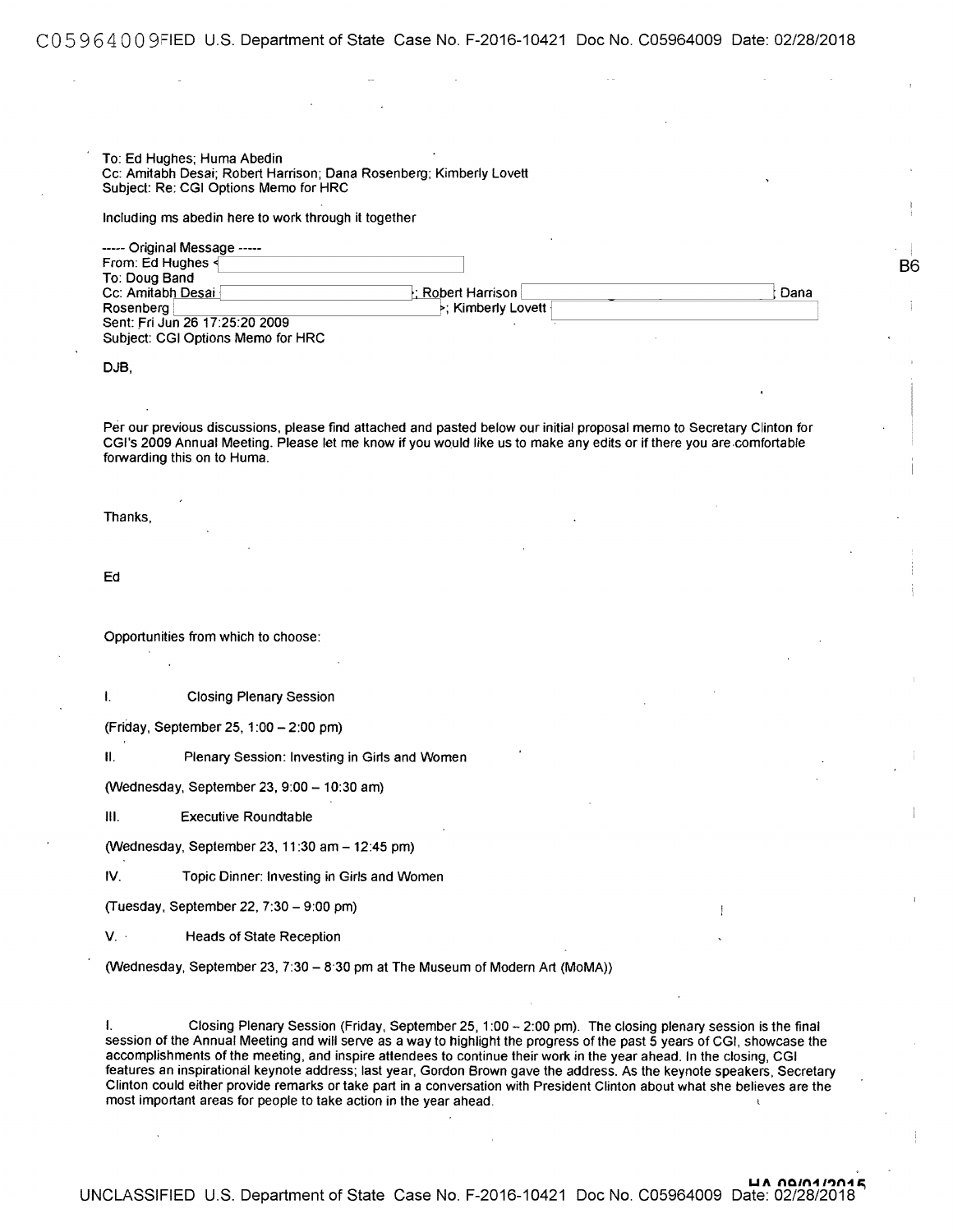To: Ed Hughes; Huma Abedin
Cc: Amitabh Desai; Robert Harrison; Dana Rosenberg; Kimberly Lovett
Subject: Re: CGI Options Memo for HRC

Including ms abedin here to work through it together

----- Original Message -----
From: Ed Hughes <
To: Doug Band
Cc: Amitabh Desai ; Robert Harrison ; Dana Rosenberg ; Kimberly Lovett
Sent: Fri Jun 26 17:25:20 2009
Subject: CGI Options Memo for HRC

B6

DJB,

Per our previous discussions, please find attached and pasted below our initial proposal memo to Secretary Clinton for CGI's 2009 Annual Meeting. Please let me know if you would like us to make any edits or if there you are comfortable forwarding this on to Huma.

Thanks,

Ed

Opportunities from which to choose:

I. Closing Plenary Session

(Friday, September 25, 1:00 – 2:00 pm)

II. Plenary Session: Investing in Girls and Women

(Wednesday, September 23, 9:00 – 10:30 am)

III. Executive Roundtable

(Wednesday, September 23, 11:30 am – 12:45 pm)

IV. Topic Dinner: Investing in Girls and Women

(Tuesday, September 22, 7:30 – 9:00 pm)

V. Heads of State Reception

(Wednesday, September 23, 7:30 – 8:30 pm at The Museum of Modern Art (MoMA))

I. Closing Plenary Session (Friday, September 25, 1:00 – 2:00 pm). The closing plenary session is the final session of the Annual Meeting and will serve as a way to highlight the progress of the past 5 years of CGI, showcase the accomplishments of the meeting, and inspire attendees to continue their work in the year ahead. In the closing, CGI features an inspirational keynote address; last year, Gordon Brown gave the address. As the keynote speakers, Secretary Clinton could either provide remarks or take part in a conversation with President Clinton about what she believes are the most important areas for people to take action in the year ahead.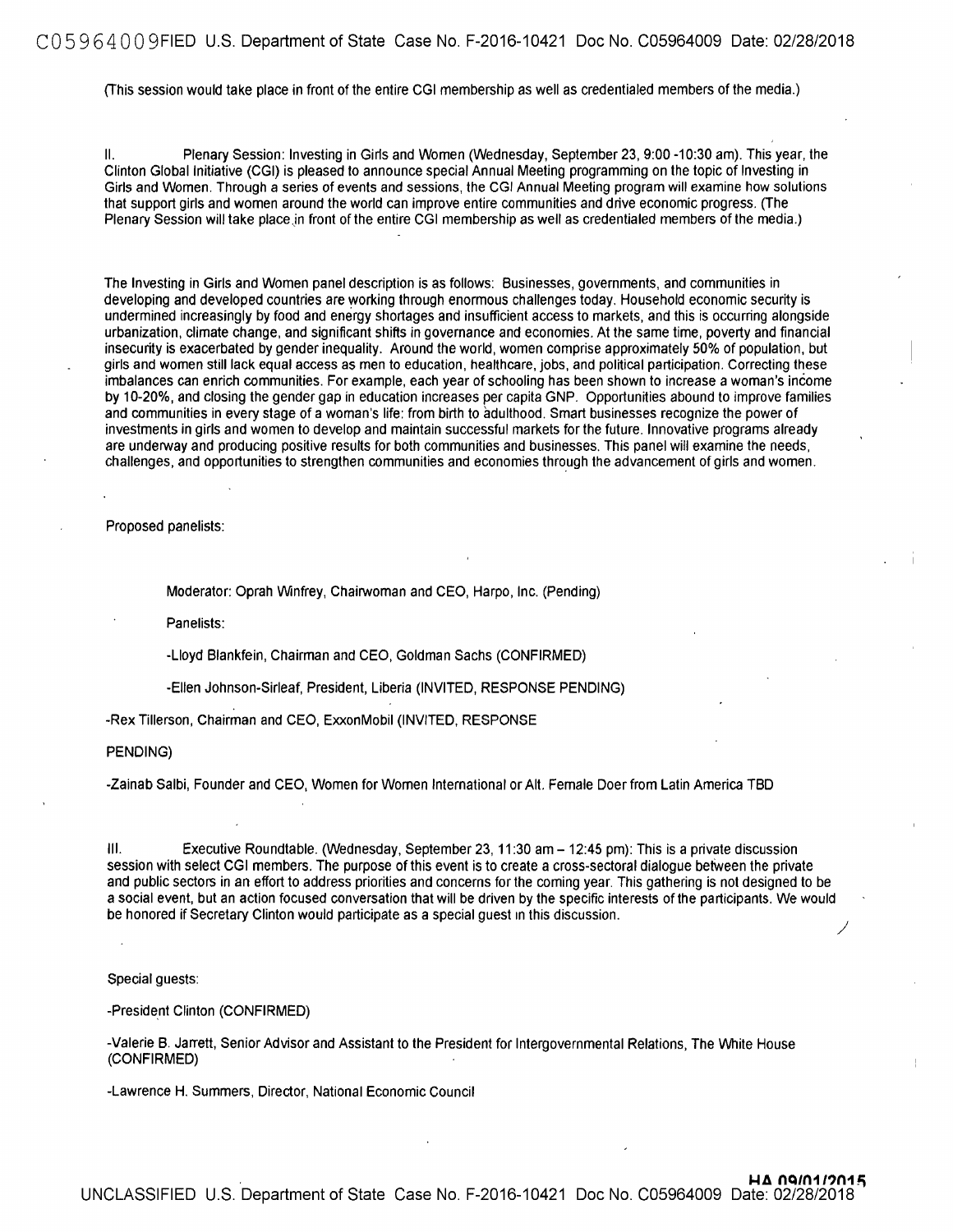(This session would take place in front of the entire CGI membership as well as credentialed members of the media.)

II. Plenary Session: Investing in Girls and Women (Wednesday, September 23, 9:00 -10:30 am). This year, the Clinton Global Initiative (CGI) is pleased to announce special Annual Meeting programming on the topic of Investing in Girls and Women. Through a series of events and sessions, the CGI Annual Meeting program will examine how solutions that support girls and women around the world can improve entire communities and drive economic progress. (The Plenary Session will take place in front of the entire CGI membership as well as credentialed members of the media.)

The Investing in Girls and Women panel description is as follows: Businesses, governments, and communities in developing and developed countries are working through enormous challenges today. Household economic security is undermined increasingly by food and energy shortages and insufficient access to markets, and this is occurring alongside urbanization, climate change, and significant shifts in governance and economies. At the same time, poverty and financial insecurity is exacerbated by gender inequality. Around the world, women comprise approximately 50% of population, but girls and women still lack equal access as men to education, healthcare, jobs, and political participation. Correcting these imbalances can enrich communities. For example, each year of schooling has been shown to increase a woman's income by 10-20%, and closing the gender gap in education increases per capita GNP. Opportunities abound to improve families and communities in every stage of a woman's life: from birth to adulthood. Smart businesses recognize the power of investments in girls and women to develop and maintain successful markets for the future. Innovative programs already are underway and producing positive results for both communities and businesses. This panel will examine the needs, challenges, and opportunities to strengthen communities and economies through the advancement of girls and women.

Proposed panelists:

Moderator: Oprah Winfrey, Chairwoman and CEO, Harpo, Inc. (Pending)

Panelists:

-Lloyd Blankfein, Chairman and CEO, Goldman Sachs (CONFIRMED)

-Ellen Johnson-Sirleaf, President, Liberia (INVITED, RESPONSE PENDING)

-Rex Tillerson, Chairman and CEO, ExxonMobil (INVITED, RESPONSE PENDING)

-Zainab Salbi, Founder and CEO, Women for Women International or Alt. Female Doer from Latin America TBD

III. Executive Roundtable. (Wednesday, September 23, 11:30 am – 12:45 pm): This is a private discussion session with select CGI members. The purpose of this event is to create a cross-sectoral dialogue between the private and public sectors in an effort to address priorities and concerns for the coming year. This gathering is not designed to be a social event, but an action focused conversation that will be driven by the specific interests of the participants. We would be honored if Secretary Clinton would participate as a special guest in this discussion.

Special guests:

-President Clinton (CONFIRMED)

-Valerie B. Jarrett, Senior Advisor and Assistant to the President for Intergovernmental Relations, The White House (CONFIRMED)

-Lawrence H. Summers, Director, National Economic Council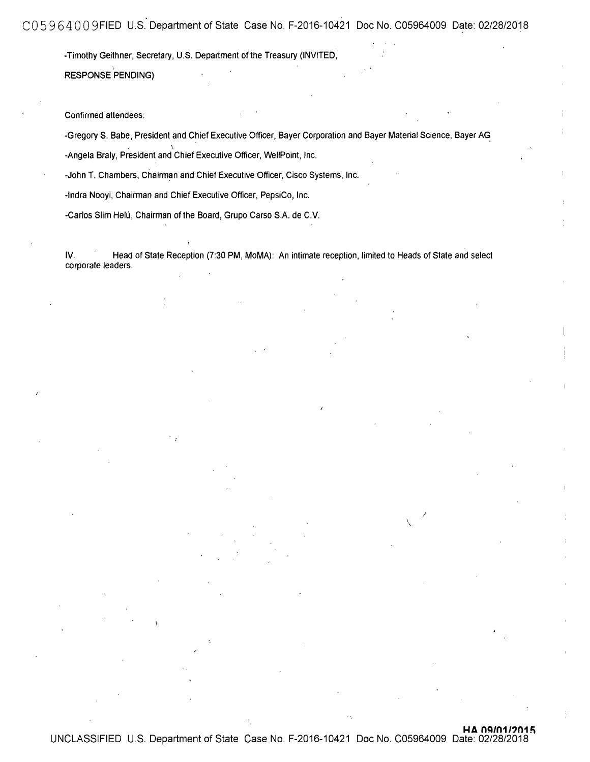-Timothy Geithner, Secretary, U.S. Department of the Treasury (INVITED,

RESPONSE PENDING)

Confirmed attendees:

-Gregory S. Babe, President and Chief Executive Officer, Bayer Corporation and Bayer Material Science, Bayer AG

-Angela Braly, President and Chief Executive Officer, WellPoint, Inc.

-John T. Chambers, Chairman and Chief Executive Officer, Cisco Systems, Inc.

-Indra Nooyi, Chairman and Chief Executive Officer, PepsiCo, Inc.

-Carlos Slim Helú, Chairman of the Board, Grupo Carso S.A. de C.V.

IV. Head of State Reception (7:30 PM, MoMA): An intimate reception, limited to Heads of State and select corporate leaders.